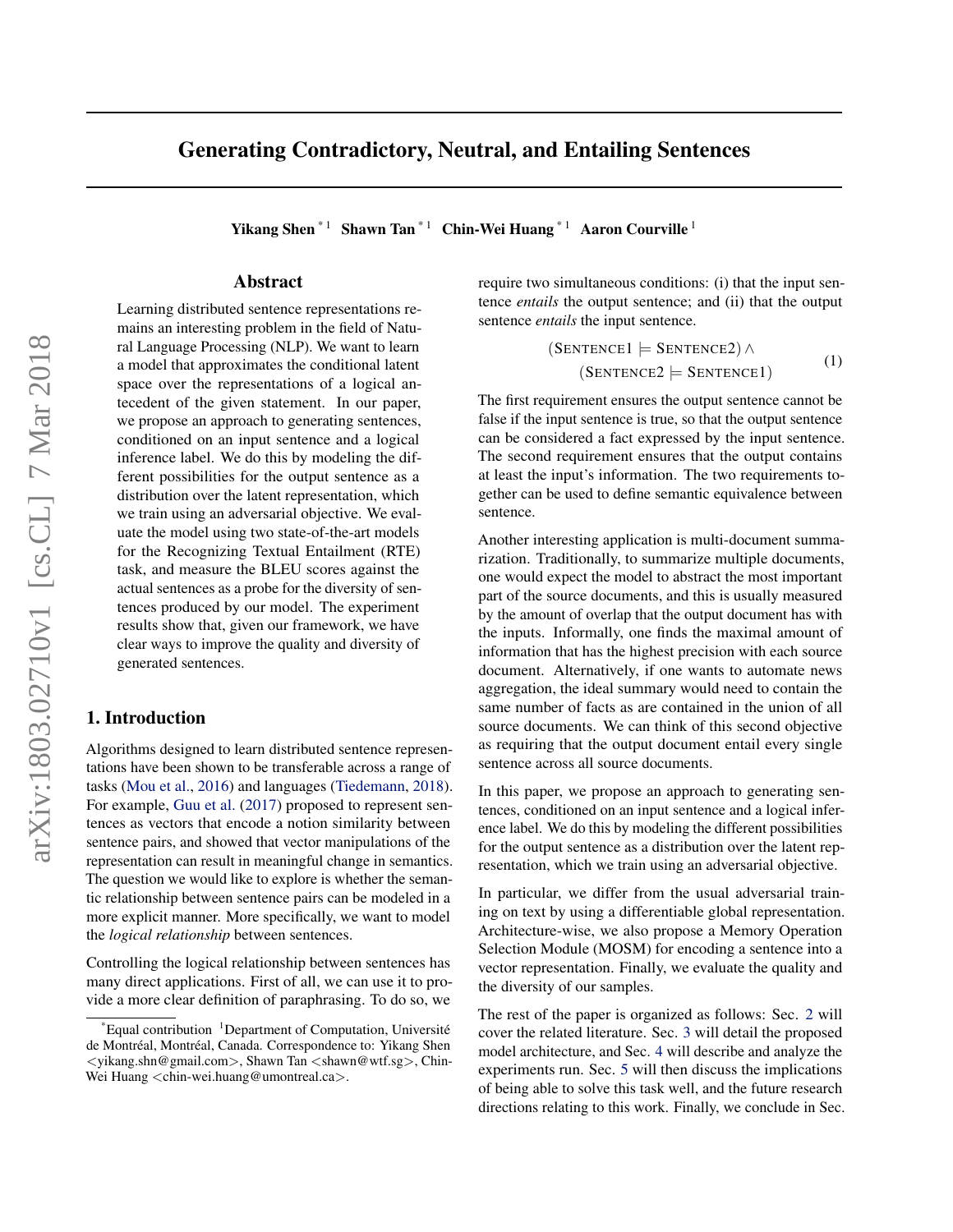# Generating Contradictory, Neutral, and Entailing Sentences

**Yikang Shen** [*1] **Shawn Tan** [*1] **Chin-Wei Huang** [*1] **Aaron Courville** [1]

## Abstract

Learning distributed sentence representations remains an interesting problem in the field of Natural Language Processing (NLP). We want to learn a model that approximates the conditional latent space over the representations of a logical antecedent of the given statement. In our paper, we propose an approach to generating sentences, conditioned on an input sentence and a logical inference label. We do this by modeling the different possibilities for the output sentence as a distribution over the latent representation, which we train using an adversarial objective. We evaluate the model using two state-of-the-art models for the Recognizing Textual Entailment (RTE) task, and measure the BLEU scores against the actual sentences as a probe for the diversity of sentences produced by our model. The experiment results show that, given our framework, we have clear ways to improve the quality and diversity of generated sentences.

## 1. Introduction

Algorithms designed to learn distributed sentence representations have been shown to be transferable across a range of tasks (Mou et al., 2016) and languages (Tiedemann, 2018). For example, Guu et al. (2017) proposed to represent sentences as vectors that encode a notion similarity between sentence pairs, and showed that vector manipulations of the representation can result in meaningful change in semantics. The question we would like to explore is whether the semantic relationship between sentence pairs can be modeled in a more explicit manner. More specifically, we want to model the *logical relationship* between sentences.

Controlling the logical relationship between sentences has many direct applications. First of all, we can use it to provide a more clear definition of paraphrasing. To do so, we require two simultaneous conditions: (i) that the input sentence *entails* the output sentence; and (ii) that the output sentence *entails* the input sentence.

$$(\text{SENTENCE1} \models \text{SENTENCE2}) \wedge \\ (\text{SENTENCE2} \models \text{SENTENCE1}) \tag{1}$$

The first requirement ensures the output sentence cannot be false if the input sentence is true, so that the output sentence can be considered a fact expressed by the input sentence. The second requirement ensures that the output contains at least the input's information. The two requirements together can be used to define semantic equivalence between sentence.

Another interesting application is multi-document summarization. Traditionally, to summarize multiple documents, one would expect the model to abstract the most important part of the source documents, and this is usually measured by the amount of overlap that the output document has with the inputs. Informally, one finds the maximal amount of information that has the highest precision with each source document. Alternatively, if one wants to automate news aggregation, the ideal summary would need to contain the same number of facts as are contained in the union of all source documents. We can think of this second objective as requiring that the output document entail every single sentence across all source documents.

In this paper, we propose an approach to generating sentences, conditioned on an input sentence and a logical inference label. We do this by modeling the different possibilities for the output sentence as a distribution over the latent representation, which we train using an adversarial objective.

In particular, we differ from the usual adversarial training on text by using a differentiable global representation. Architecture-wise, we also propose a Memory Operation Selection Module (MOSM) for encoding a sentence into a vector representation. Finally, we evaluate the quality and the diversity of our samples.

The rest of the paper is organized as follows: Sec. 2 will cover the related literature. Sec. 3 will detail the proposed model architecture, and Sec. 4 will describe and analyze the experiments run. Sec. 5 will then discuss the implications of being able to solve this task well, and the future research directions relating to this work. Finally, we conclude in Sec.

---

[*]Equal contribution [1]Department of Computation, Université de Montréal, Montréal, Canada. Correspondence to: Yikang Shen <yikang.shn@gmail.com>, Shawn Tan <shawn@wtf.sg>, Chin-Wei Huang <chin-wei.huang@umontreal.ca>.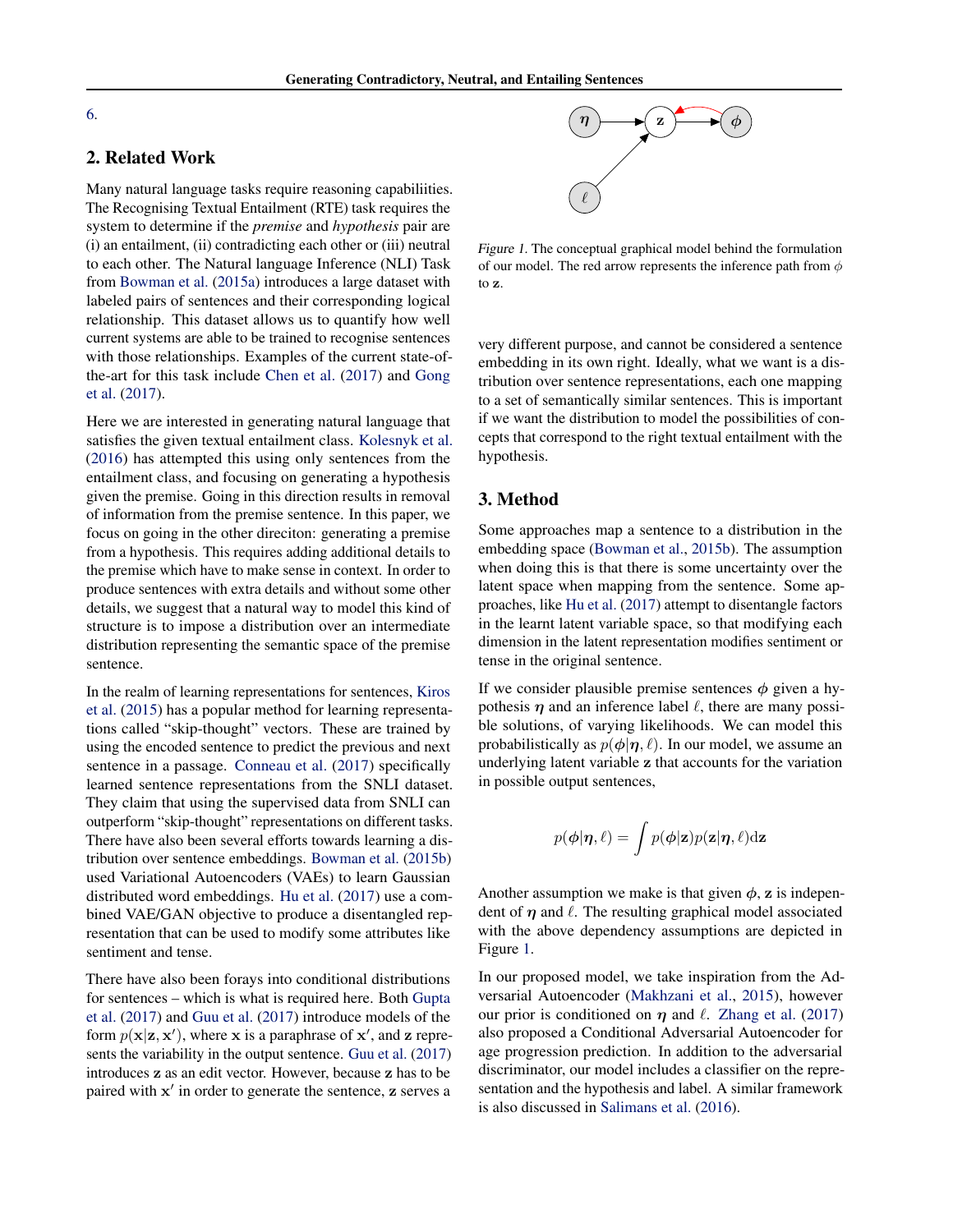6.

## 2. Related Work

Many natural language tasks require reasoning capabiliities. The Recognising Textual Entailment (RTE) task requires the system to determine if the *premise* and *hypothesis* pair are (i) an entailment, (ii) contradicting each other or (iii) neutral to each other. The Natural language Inference (NLI) Task from Bowman et al. (2015a) introduces a large dataset with labeled pairs of sentences and their corresponding logical relationship. This dataset allows us to quantify how well current systems are able to be trained to recognise sentences with those relationships. Examples of the current state-of-the-art for this task include Chen et al. (2017) and Gong et al. (2017).

Here we are interested in generating natural language that satisfies the given textual entailment class. Kolesnyk et al. (2016) has attempted this using only sentences from the entailment class, and focusing on generating a hypothesis given the premise. Going in this direction results in removal of information from the premise sentence. In this paper, we focus on going in the other direciton: generating a premise from a hypothesis. This requires adding additional details to the premise which have to make sense in context. In order to produce sentences with extra details and without some other details, we suggest that a natural way to model this kind of structure is to impose a distribution over an intermediate distribution representing the semantic space of the premise sentence.

In the realm of learning representations for sentences, Kiros et al. (2015) has a popular method for learning representations called "skip-thought" vectors. These are trained by using the encoded sentence to predict the previous and next sentence in a passage. Conneau et al. (2017) specifically learned sentence representations from the SNLI dataset. They claim that using the supervised data from SNLI can outperform "skip-thought" representations on different tasks. There have also been several efforts towards learning a distribution over sentence embeddings. Bowman et al. (2015b) used Variational Autoencoders (VAEs) to learn Gaussian distributed word embeddings. Hu et al. (2017) use a combined VAE/GAN objective to produce a disentangled representation that can be used to modify some attributes like sentiment and tense.

There have also been forays into conditional distributions for sentences – which is what is required here. Both Gupta et al. (2017) and Guu et al. (2017) introduce models of the form $p(\mathbf{x}|\mathbf{z}, \mathbf{x}')$, where $\mathbf{x}$ is a paraphrase of $\mathbf{x}'$, and $\mathbf{z}$ represents the variability in the output sentence. Guu et al. (2017) introduces $\mathbf{z}$ as an edit vector. However, because $\mathbf{z}$ has to be paired with $\mathbf{x}'$ in order to generate the sentence, $\mathbf{z}$ serves a very different purpose, and cannot be considered a sentence embedding in its own right. Ideally, what we want is a distribution over sentence representations, each one mapping to a set of semantically similar sentences. This is important if we want the distribution to model the possibilities of concepts that correspond to the right textual entailment with the hypothesis.

*Figure 1.* The conceptual graphical model behind the formulation of our model. The red arrow represents the inference path from $\phi$ to $\mathbf{z}$.

## 3. Method

Some approaches map a sentence to a distribution in the embedding space (Bowman et al., 2015b). The assumption when doing this is that there is some uncertainty over the latent space when mapping from the sentence. Some approaches, like Hu et al. (2017) attempt to disentangle factors in the learnt latent variable space, so that modifying each dimension in the latent representation modifies sentiment or tense in the original sentence.

If we consider plausible premise sentences $\boldsymbol{\phi}$ given a hypothesis $\boldsymbol{\eta}$ and an inference label $\ell$, there are many possible solutions, of varying likelihoods. We can model this probabilistically as $p(\boldsymbol{\phi}|\boldsymbol{\eta}, \ell)$. In our model, we assume an underlying latent variable $\mathbf{z}$ that accounts for the variation in possible output sentences,

$$p(\boldsymbol{\phi}|\boldsymbol{\eta}, \ell) = \int p(\boldsymbol{\phi}|\mathbf{z})p(\mathbf{z}|\boldsymbol{\eta}, \ell)\mathrm{d}\mathbf{z}$$

Another assumption we make is that given $\boldsymbol{\phi}$, $\mathbf{z}$ is independent of $\boldsymbol{\eta}$ and $\ell$. The resulting graphical model associated with the above dependency assumptions are depicted in Figure 1.

In our proposed model, we take inspiration from the Adversarial Autoencoder (Makhzani et al., 2015), however our prior is conditioned on $\boldsymbol{\eta}$ and $\ell$. Zhang et al. (2017) also proposed a Conditional Adversarial Autoencoder for age progression prediction. In addition to the adversarial discriminator, our model includes a classifier on the representation and the hypothesis and label. A similar framework is also discussed in Salimans et al. (2016).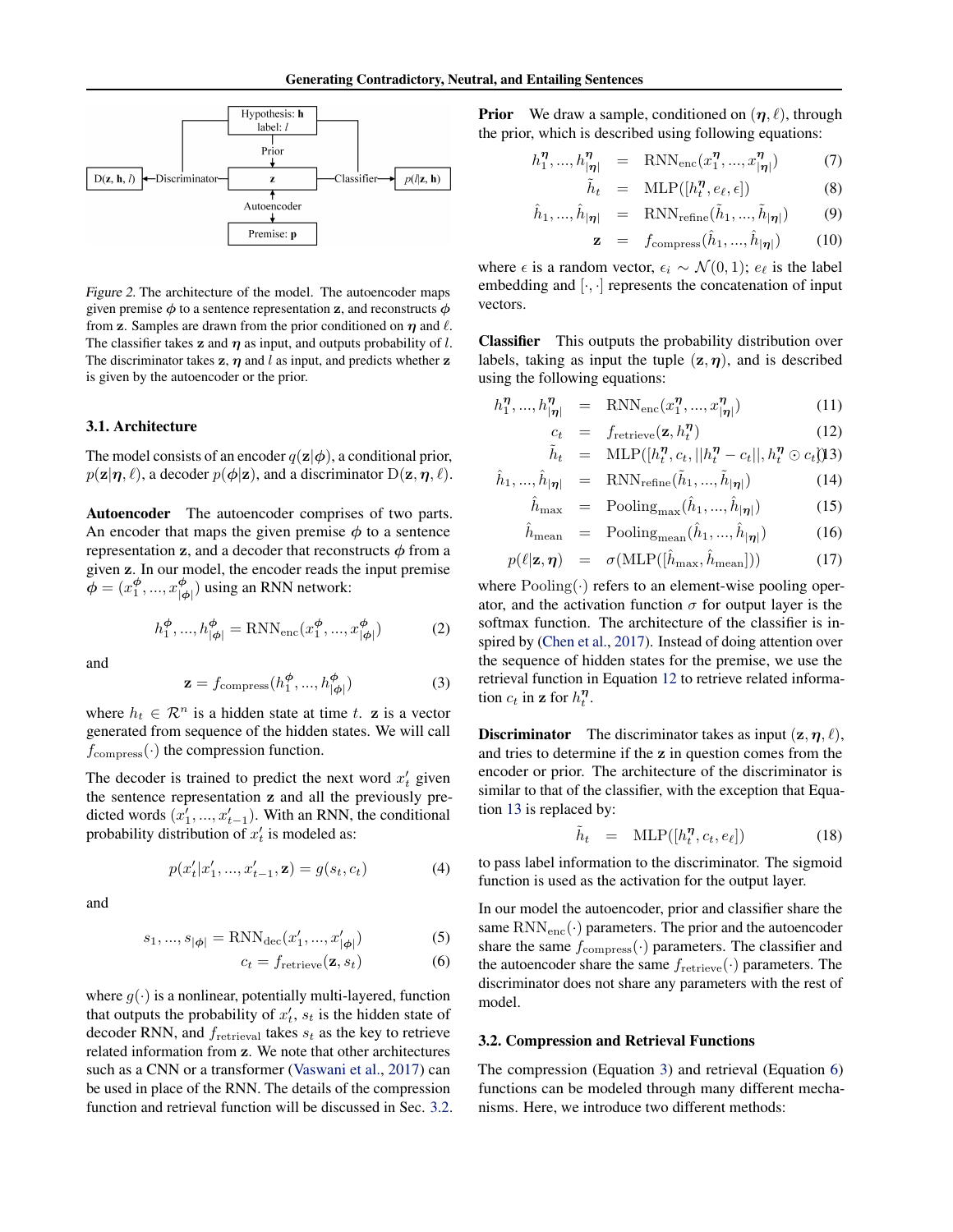Figure 2. The architecture of the model. The autoencoder maps given premise $\phi$ to a sentence representation $\mathbf{z}$, and reconstructs $\phi$ from $\mathbf{z}$. Samples are drawn from the prior conditioned on $\eta$ and $\ell$. The classifier takes $\mathbf{z}$ and $\eta$ as input, and outputs probability of $l$. The discriminator takes $\mathbf{z}$, $\eta$ and $l$ as input, and predicts whether $\mathbf{z}$ is given by the autoencoder or the prior.

### 3.1. Architecture

The model consists of an encoder $q(\mathbf{z}|\phi)$, a conditional prior, $p(\mathbf{z}|\eta, \ell)$, a decoder $p(\phi|\mathbf{z})$, and a discriminator $\mathrm{D}(\mathbf{z}, \eta, \ell)$.

**Autoencoder** The autoencoder comprises of two parts. An encoder that maps the given premise $\phi$ to a sentence representation $\mathbf{z}$, and a decoder that reconstructs $\phi$ from a given $\mathbf{z}$. In our model, the encoder reads the input premise $\phi = (x_1^{\phi}, ..., x_{|\phi|}^{\phi})$ using an RNN network:

$$h_1^{\phi}, ..., h_{|\phi|}^{\phi} = \mathrm{RNN}_{\mathrm{enc}}(x_1^{\phi}, ..., x_{|\phi|}^{\phi}) \tag{2}$$

and

$$\mathbf{z} = f_{\mathrm{compress}}(h_1^{\phi}, ..., h_{|\phi|}^{\phi}) \tag{3}$$

where $h_t \in \mathcal{R}^n$ is a hidden state at time $t$. $\mathbf{z}$ is a vector generated from sequence of the hidden states. We will call $f_{\mathrm{compress}}(\cdot)$ the compression function.

The decoder is trained to predict the next word $x'_t$ given the sentence representation $\mathbf{z}$ and all the previously predicted words $(x'_1, ..., x'_{t-1})$. With an RNN, the conditional probability distribution of $x'_t$ is modeled as:

$$p(x'_t|x'_1, ..., x'_{t-1}, \mathbf{z}) = g(s_t, c_t) \tag{4}$$

and

$$s_1, ..., s_{|\phi|} = \mathrm{RNN}_{\mathrm{dec}}(x'_1, ..., x'_{|\phi|}) \tag{5}$$

$$c_t = f_{\mathrm{retrieve}}(\mathbf{z}, s_t) \tag{6}$$

where $g(\cdot)$ is a nonlinear, potentially multi-layered, function that outputs the probability of $x'_t$, $s_t$ is the hidden state of decoder RNN, and $f_{\mathrm{retrieval}}$ takes $s_t$ as the key to retrieve related information from $\mathbf{z}$. We note that other architectures such as a CNN or a transformer (Vaswani et al., 2017) can be used in place of the RNN. The details of the compression function and retrieval function will be discussed in Sec. 3.2.

**Prior** We draw a sample, conditioned on $(\eta, \ell)$, through the prior, which is described using following equations:

$$h_1^{\eta}, ..., h_{|\eta|}^{\eta} = \mathrm{RNN}_{\mathrm{enc}}(x_1^{\eta}, ..., x_{|\eta|}^{\eta}) \tag{7}$$

$$\tilde{h}_t = \mathrm{MLP}([h_t^{\eta}, e_\ell, \epsilon]) \tag{8}$$

$$\hat{h}_1, ..., \hat{h}_{|\eta|} = \mathrm{RNN}_{\mathrm{refine}}(\tilde{h}_1, ..., \tilde{h}_{|\eta|}) \tag{9}$$

$$\mathbf{z} = f_{\mathrm{compress}}(\hat{h}_1, ..., \hat{h}_{|\eta|}) \tag{10}$$

where $\epsilon$ is a random vector, $\epsilon_i \sim \mathcal{N}(0, 1)$; $e_\ell$ is the label embedding and $[\cdot, \cdot]$ represents the concatenation of input vectors.

**Classifier** This outputs the probability distribution over labels, taking as input the tuple $(\mathbf{z}, \eta)$, and is described using the following equations:

$$h_1^{\eta}, ..., h_{|\eta|}^{\eta} = \mathrm{RNN}_{\mathrm{enc}}(x_1^{\eta}, ..., x_{|\eta|}^{\eta}) \tag{11}$$

$$c_t = f_{\mathrm{retrieve}}(\mathbf{z}, h_t^{\eta}) \tag{12}$$

$$\tilde{h}_t = \mathrm{MLP}([h_t^{\eta}, c_t, ||h_t^{\eta} - c_t||, h_t^{\eta} \odot c_t]) \tag{13}$$

$$\hat{h}_1, ..., \hat{h}_{|\eta|} = \mathrm{RNN}_{\mathrm{refine}}(\tilde{h}_1, ..., \tilde{h}_{|\eta|}) \tag{14}$$

$$\hat{h}_{\mathrm{max}} = \mathrm{Pooling}_{\mathrm{max}}(\hat{h}_1, ..., \hat{h}_{|\eta|}) \tag{15}$$

$$\hat{h}_{\mathrm{mean}} = \mathrm{Pooling}_{\mathrm{mean}}(\hat{h}_1, ..., \hat{h}_{|\eta|}) \tag{16}$$

$$p(\ell|\mathbf{z}, \eta) = \sigma(\mathrm{MLP}([\hat{h}_{\mathrm{max}}, \hat{h}_{\mathrm{mean}}])) \tag{17}$$

where $\mathrm{Pooling}(\cdot)$ refers to an element-wise pooling operator, and the activation function $\sigma$ for output layer is the softmax function. The architecture of the classifier is inspired by (Chen et al., 2017). Instead of doing attention over the sequence of hidden states for the premise, we use the retrieval function in Equation 12 to retrieve related information $c_t$ in $\mathbf{z}$ for $h_t^{\eta}$.

**Discriminator** The discriminator takes as input $(\mathbf{z}, \eta, \ell)$, and tries to determine if the $\mathbf{z}$ in question comes from the encoder or prior. The architecture of the discriminator is similar to that of the classifier, with the exception that Equation 13 is replaced by:

$$\tilde{h}_t = \mathrm{MLP}([h_t^{\eta}, c_t, e_\ell]) \tag{18}$$

to pass label information to the discriminator. The sigmoid function is used as the activation for the output layer.

In our model the autoencoder, prior and classifier share the same $\mathrm{RNN}_{\mathrm{enc}}(\cdot)$ parameters. The prior and the autoencoder share the same $f_{\mathrm{compress}}(\cdot)$ parameters. The classifier and the autoencoder share the same $f_{\mathrm{retrieve}}(\cdot)$ parameters. The discriminator does not share any parameters with the rest of model.

### 3.2. Compression and Retrieval Functions

The compression (Equation 3) and retrieval (Equation 6) functions can be modeled through many different mechanisms. Here, we introduce two different methods: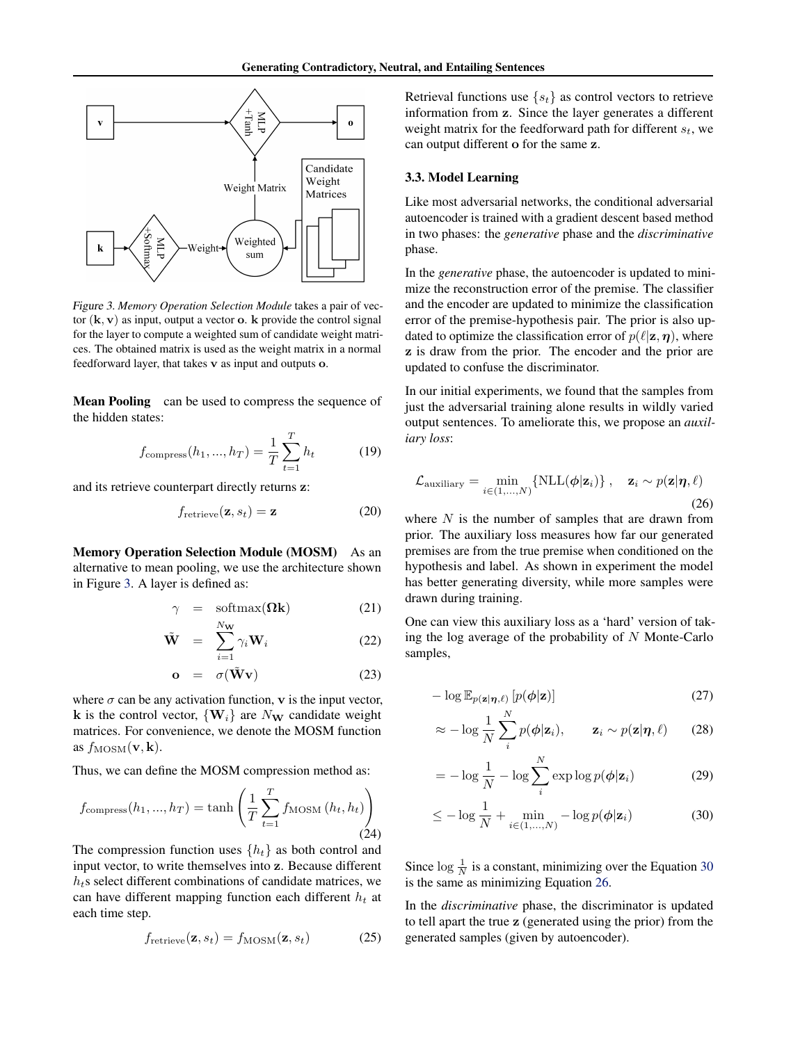Figure 3. *Memory Operation Selection Module* takes a pair of vector $(\mathbf{k}, \mathbf{v})$ as input, output a vector $\mathbf{o}$. $\mathbf{k}$ provide the control signal for the layer to compute a weighted sum of candidate weight matrices. The obtained matrix is used as the weight matrix in a normal feedforward layer, that takes $\mathbf{v}$ as input and outputs $\mathbf{o}$.

**Mean Pooling** can be used to compress the sequence of the hidden states:

$$f_{\text{compress}}(h_1, ..., h_T) = \frac{1}{T}\sum_{t=1}^{T} h_t \tag{19}$$

and its retrieve counterpart directly returns $\mathbf{z}$:

$$f_{\text{retrieve}}(\mathbf{z}, s_t) = \mathbf{z} \tag{20}$$

**Memory Operation Selection Module (MOSM)** As an alternative to mean pooling, we use the architecture shown in Figure 3. A layer is defined as:

$$\gamma = \text{softmax}(\mathbf{\Omega k}) \tag{21}$$

$$\tilde{\mathbf{W}} = \sum_{i=1}^{N_{\mathbf{W}}} \gamma_i \mathbf{W}_i \tag{22}$$

$$\mathbf{o} = \sigma(\tilde{\mathbf{W}}\mathbf{v}) \tag{23}$$

where $\sigma$ can be any activation function, $\mathbf{v}$ is the input vector, $\mathbf{k}$ is the control vector, $\{\mathbf{W}_i\}$ are $N_{\mathbf{W}}$ candidate weight matrices. For convenience, we denote the MOSM function as $f_{\text{MOSM}}(\mathbf{v}, \mathbf{k})$.

Thus, we can define the MOSM compression method as:

$$f_{\text{compress}}(h_1, ..., h_T) = \tanh\left(\frac{1}{T}\sum_{t=1}^{T} f_{\text{MOSM}}(h_t, h_t)\right) \tag{24}$$

The compression function uses $\{h_t\}$ as both control and input vector, to write themselves into $\mathbf{z}$. Because different $h_t$s select different combinations of candidate matrices, we can have different mapping function each different $h_t$ at each time step.

$$f_{\text{retrieve}}(\mathbf{z}, s_t) = f_{\text{MOSM}}(\mathbf{z}, s_t) \tag{25}$$

Retrieval functions use $\{s_t\}$ as control vectors to retrieve information from $\mathbf{z}$. Since the layer generates a different weight matrix for the feedforward path for different $s_t$, we can output different $\mathbf{o}$ for the same $\mathbf{z}$.

### 3.3. Model Learning

Like most adversarial networks, the conditional adversarial autoencoder is trained with a gradient descent based method in two phases: the *generative* phase and the *discriminative* phase.

In the *generative* phase, the autoencoder is updated to minimize the reconstruction error of the premise. The classifier and the encoder are updated to minimize the classification error of the premise-hypothesis pair. The prior is also updated to optimize the classification error of $p(\ell|\mathbf{z}, \boldsymbol{\eta})$, where $\mathbf{z}$ is draw from the prior. The encoder and the prior are updated to confuse the discriminator.

In our initial experiments, we found that the samples from just the adversarial training alone results in wildly varied output sentences. To ameliorate this, we propose an *auxiliary loss*:

$$\mathcal{L}_{\text{auxiliary}} = \min_{i \in (1,...,N)} \{\text{NLL}(\boldsymbol{\phi}|\mathbf{z}_i)\}, \quad \mathbf{z}_i \sim p(\mathbf{z}|\boldsymbol{\eta}, \ell) \tag{26}$$

where $N$ is the number of samples that are drawn from prior. The auxiliary loss measures how far our generated premises are from the true premise when conditioned on the hypothesis and label. As shown in experiment the model has better generating diversity, while more samples were drawn during training.

One can view this auxiliary loss as a 'hard' version of taking the log average of the probability of $N$ Monte-Carlo samples,

$$-\log \mathbb{E}_{p(\mathbf{z}|\boldsymbol{\eta},\ell)}\left[p(\boldsymbol{\phi}|\mathbf{z})\right] \tag{27}$$

$$\approx -\log \frac{1}{N}\sum_{i}^{N} p(\boldsymbol{\phi}|\mathbf{z}_i), \qquad \mathbf{z}_i \sim p(\mathbf{z}|\boldsymbol{\eta}, \ell) \tag{28}$$

$$= -\log \frac{1}{N} - \log \sum_{i}^{N} \exp \log p(\boldsymbol{\phi}|\mathbf{z}_i) \tag{29}$$

$$\leq -\log \frac{1}{N} + \min_{i \in (1,...,N)} -\log p(\boldsymbol{\phi}|\mathbf{z}_i) \tag{30}$$

Since $\log \frac{1}{N}$ is a constant, minimizing over the Equation 30 is the same as minimizing Equation 26.

In the *discriminative* phase, the discriminator is updated to tell apart the true $\mathbf{z}$ (generated using the prior) from the generated samples (given by autoencoder).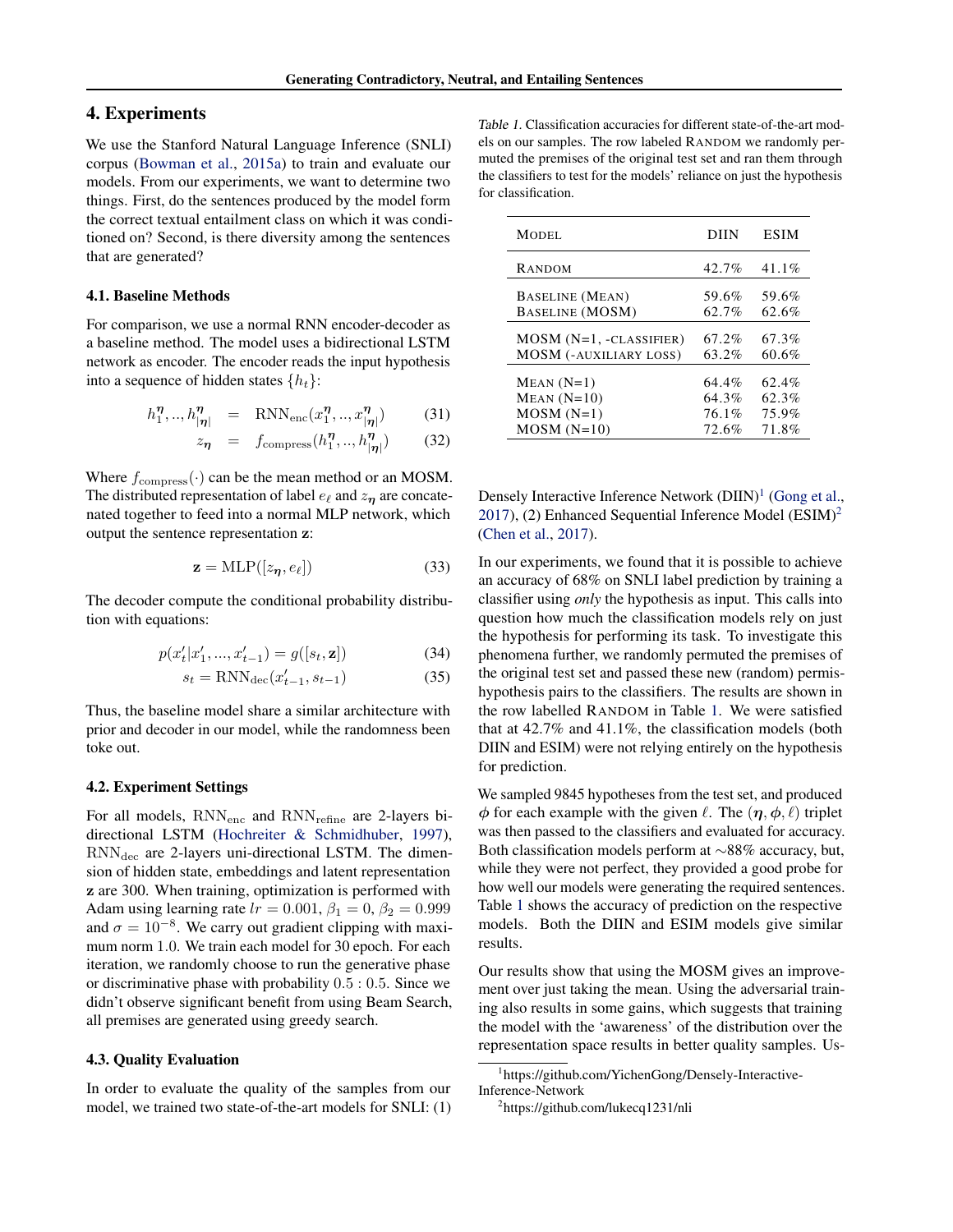# 4. Experiments

We use the Stanford Natural Language Inference (SNLI) corpus (Bowman et al., 2015a) to train and evaluate our models. From our experiments, we want to determine two things. First, do the sentences produced by the model form the correct textual entailment class on which it was conditioned on? Second, is there diversity among the sentences that are generated?

## 4.1. Baseline Methods

For comparison, we use a normal RNN encoder-decoder as a baseline method. The model uses a bidirectional LSTM network as encoder. The encoder reads the input hypothesis into a sequence of hidden states $\{h_t\}$:

$$h_1^{\boldsymbol{\eta}}, .., h_{|\boldsymbol{\eta}|}^{\boldsymbol{\eta}} = \text{RNN}_{\text{enc}}(x_1^{\boldsymbol{\eta}}, .., x_{|\boldsymbol{\eta}|}^{\boldsymbol{\eta}}) \tag{31}$$

$$z_{\boldsymbol{\eta}} = f_{\text{compress}}(h_1^{\boldsymbol{\eta}}, .., h_{|\boldsymbol{\eta}|}^{\boldsymbol{\eta}}) \tag{32}$$

Where $f_{\text{compress}}(\cdot)$ can be the mean method or an MOSM. The distributed representation of label $e_\ell$ and $z_{\boldsymbol{\eta}}$ are concatenated together to feed into a normal MLP network, which output the sentence representation $\mathbf{z}$:

$$\mathbf{z} = \text{MLP}([z_{\boldsymbol{\eta}}, e_\ell]) \tag{33}$$

The decoder compute the conditional probability distribution with equations:

$$p(x'_t | x'_1, ..., x'_{t-1}) = g([s_t, \mathbf{z}]) \tag{34}$$

$$s_t = \text{RNN}_{\text{dec}}(x'_{t-1}, s_{t-1}) \tag{35}$$

Thus, the baseline model share a similar architecture with prior and decoder in our model, while the randomness been toke out.

## 4.2. Experiment Settings

For all models, $\text{RNN}_{\text{enc}}$ and $\text{RNN}_{\text{refine}}$ are 2-layers bi-directional LSTM (Hochreiter & Schmidhuber, 1997), $\text{RNN}_{\text{dec}}$ are 2-layers uni-directional LSTM. The dimension of hidden state, embeddings and latent representation $\mathbf{z}$ are 300. When training, optimization is performed with Adam using learning rate $lr = 0.001$, $\beta_1 = 0$, $\beta_2 = 0.999$ and $\sigma = 10^{-8}$. We carry out gradient clipping with maximum norm 1.0. We train each model for 30 epoch. For each iteration, we randomly choose to run the generative phase or discriminative phase with probability $0.5 : 0.5$. Since we didn't observe significant benefit from using Beam Search, all premises are generated using greedy search.

## 4.3. Quality Evaluation

In order to evaluate the quality of the samples from our model, we trained two state-of-the-art models for SNLI: (1) Densely Interactive Inference Network (DIIN)[1] (Gong et al., 2017), (2) Enhanced Sequential Inference Model (ESIM)[2] (Chen et al., 2017).

Table 1. Classification accuracies for different state-of-the-art models on our samples. The row labeled RANDOM we randomly permuted the premises of the original test set and ran them through the classifiers to test for the models' reliance on just the hypothesis for classification.

| MODEL | DIIN | ESIM |
|---|---|---|
| RANDOM | 42.7% | 41.1% |
| BASELINE (MEAN) | 59.6% | 59.6% |
| BASELINE (MOSM) | 62.7% | 62.6% |
| MOSM (N=1, -CLASSIFIER) | 67.2% | 67.3% |
| MOSM (-AUXILIARY LOSS) | 63.2% | 60.6% |
| MEAN (N=1) | 64.4% | 62.4% |
| MEAN (N=10) | 64.3% | 62.3% |
| MOSM (N=1) | 76.1% | 75.9% |
| MOSM (N=10) | 72.6% | 71.8% |

In our experiments, we found that it is possible to achieve an accuracy of 68% on SNLI label prediction by training a classifier using *only* the hypothesis as input. This calls into question how much the classification models rely on just the hypothesis for performing its task. To investigate this phenomena further, we randomly permuted the premises of the original test set and passed these new (random) premise-hypothesis pairs to the classifiers. The results are shown in the row labelled RANDOM in Table 1. We were satisfied that at 42.7% and 41.1%, the classification models (both DIIN and ESIM) were not relying entirely on the hypothesis for prediction.

We sampled 9845 hypotheses from the test set, and produced $\phi$ for each example with the given $\ell$. The $(\boldsymbol{\eta}, \boldsymbol{\phi}, \ell)$ triplet was then passed to the classifiers and evaluated for accuracy. Both classification models perform at ~88% accuracy, but, while they were not perfect, they provided a good probe for how well our models were generating the required sentences. Table 1 shows the accuracy of prediction on the respective models. Both the DIIN and ESIM models give similar results.

Our results show that using the MOSM gives an improvement over just taking the mean. Using the adversarial training also results in some gains, which suggests that training the model with the 'awareness' of the distribution over the representation space results in better quality samples. Us-

[1] https://github.com/YichenGong/Densely-Interactive-Inference-Network

[2] https://github.com/lukecq1231/nli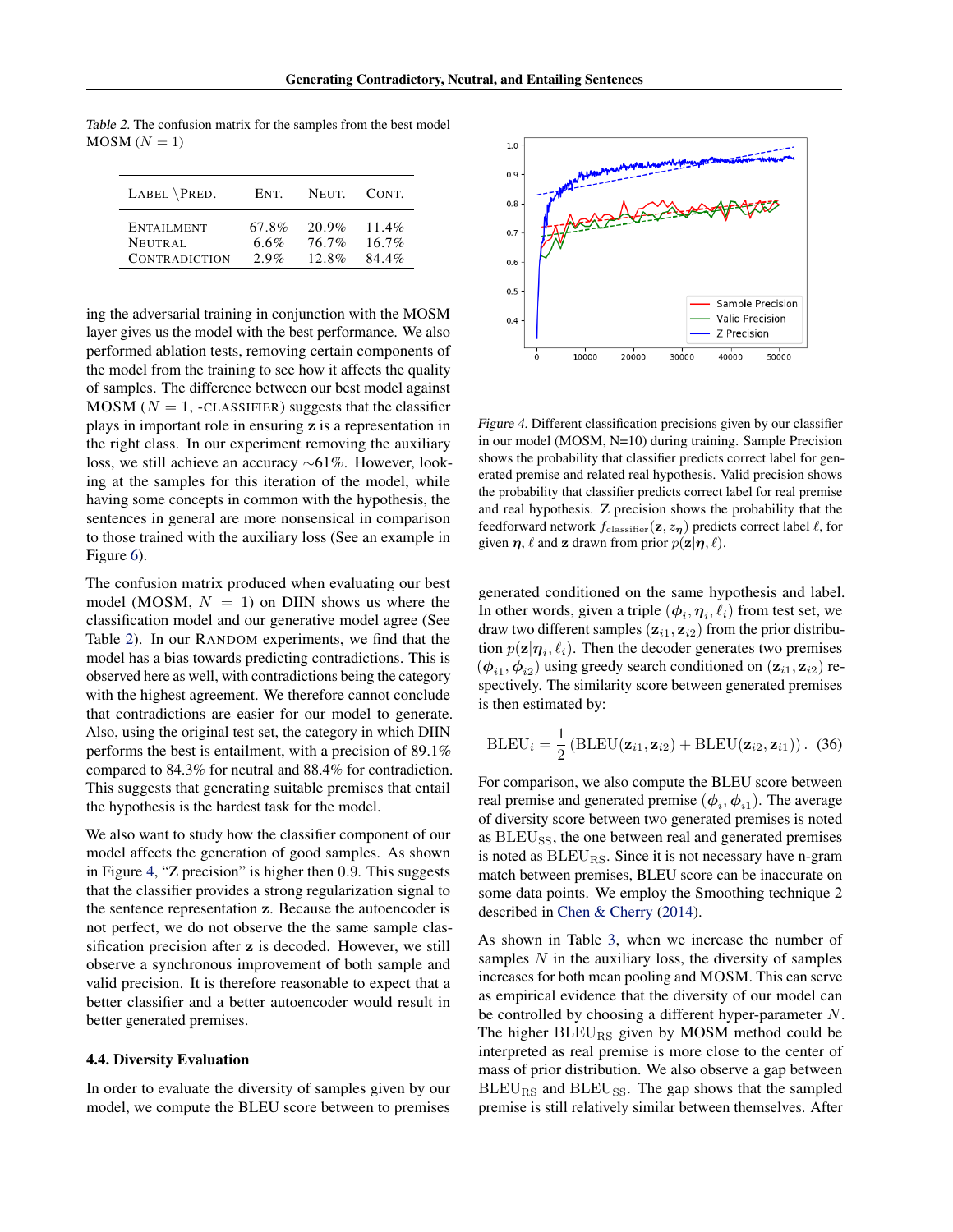*Table 2.* The confusion matrix for the samples from the best model MOSM ($N = 1$)

| LABEL \PRED. | ENT. | NEUT. | CONT. |
|---|---|---|---|
| ENTAILMENT | 67.8% | 20.9% | 11.4% |
| NEUTRAL | 6.6% | 76.7% | 16.7% |
| CONTRADICTION | 2.9% | 12.8% | 84.4% |

ing the adversarial training in conjunction with the MOSM layer gives us the model with the best performance. We also performed ablation tests, removing certain components of the model from the training to see how it affects the quality of samples. The difference between our best model against MOSM ($N = 1$, -CLASSIFIER) suggests that the classifier plays in important role in ensuring $\mathbf{z}$ is a representation in the right class. In our experiment removing the auxiliary loss, we still achieve an accuracy ~61%. However, looking at the samples for this iteration of the model, while having some concepts in common with the hypothesis, the sentences in general are more nonsensical in comparison to those trained with the auxiliary loss (See an example in Figure 6).

The confusion matrix produced when evaluating our best model (MOSM, $N = 1$) on DIIN shows us where the classification model and our generative model agree (See Table 2). In our RANDOM experiments, we find that the model has a bias towards predicting contradictions. This is observed here as well, with contradictions being the category with the highest agreement. We therefore cannot conclude that contradictions are easier for our model to generate. Also, using the original test set, the category in which DIIN performs the best is entailment, with a precision of 89.1% compared to 84.3% for neutral and 88.4% for contradiction. This suggests that generating suitable premises that entail the hypothesis is the hardest task for the model.

We also want to study how the classifier component of our model affects the generation of good samples. As shown in Figure 4, "Z precision" is higher then 0.9. This suggests that the classifier provides a strong regularization signal to the sentence representation $\mathbf{z}$. Because the autoencoder is not perfect, we do not observe the the same sample classification precision after $\mathbf{z}$ is decoded. However, we still observe a synchronous improvement of both sample and valid precision. It is therefore reasonable to expect that a better classifier and a better autoencoder would result in better generated premises.

*Figure 4.* Different classification precisions given by our classifier in our model (MOSM, N=10) during training. Sample Precision shows the probability that classifier predicts correct label for generated premise and related real hypothesis. Valid precision shows the probability that classifier predicts correct label for real premise and real hypothesis. Z precision shows the probability that the feedforward network $f_{\text{classifier}}(\mathbf{z}, z_{\boldsymbol{\eta}})$ predicts correct label $\ell$, for given $\boldsymbol{\eta}$, $\ell$ and $\mathbf{z}$ drawn from prior $p(\mathbf{z}|\boldsymbol{\eta}, \ell)$.

## 4.4. Diversity Evaluation

In order to evaluate the diversity of samples given by our model, we compute the BLEU score between to premises generated conditioned on the same hypothesis and label. In other words, given a triple $(\boldsymbol{\phi}_i, \boldsymbol{\eta}_i, \ell_i)$ from test set, we draw two different samples $(\mathbf{z}_{i1}, \mathbf{z}_{i2})$ from the prior distribution $p(\mathbf{z}|\boldsymbol{\eta}_i, \ell_i)$. Then the decoder generates two premises $(\boldsymbol{\phi}_{i1}, \boldsymbol{\phi}_{i2})$ using greedy search conditioned on $(\mathbf{z}_{i1}, \mathbf{z}_{i2})$ respectively. The similarity score between generated premises is then estimated by:

$$\text{BLEU}_i = \frac{1}{2}\left(\text{BLEU}(\mathbf{z}_{i1}, \mathbf{z}_{i2}) + \text{BLEU}(\mathbf{z}_{i2}, \mathbf{z}_{i1})\right). \quad (36)$$

For comparison, we also compute the BLEU score between real premise and generated premise $(\boldsymbol{\phi}_i, \boldsymbol{\phi}_{i1})$. The average of diversity score between two generated premises is noted as $\text{BLEU}_{\text{SS}}$, the one between real and generated premises is noted as $\text{BLEU}_{\text{RS}}$. Since it is not necessary have n-gram match between premises, BLEU score can be inaccurate on some data points. We employ the Smoothing technique 2 described in Chen & Cherry (2014).

As shown in Table 3, when we increase the number of samples $N$ in the auxiliary loss, the diversity of samples increases for both mean pooling and MOSM. This can serve as empirical evidence that the diversity of our model can be controlled by choosing a different hyper-parameter $N$. The higher $\text{BLEU}_{\text{RS}}$ given by MOSM method could be interpreted as real premise is more close to the center of mass of prior distribution. We also observe a gap between $\text{BLEU}_{\text{RS}}$ and $\text{BLEU}_{\text{SS}}$. The gap shows that the sampled premise is still relatively similar between themselves. After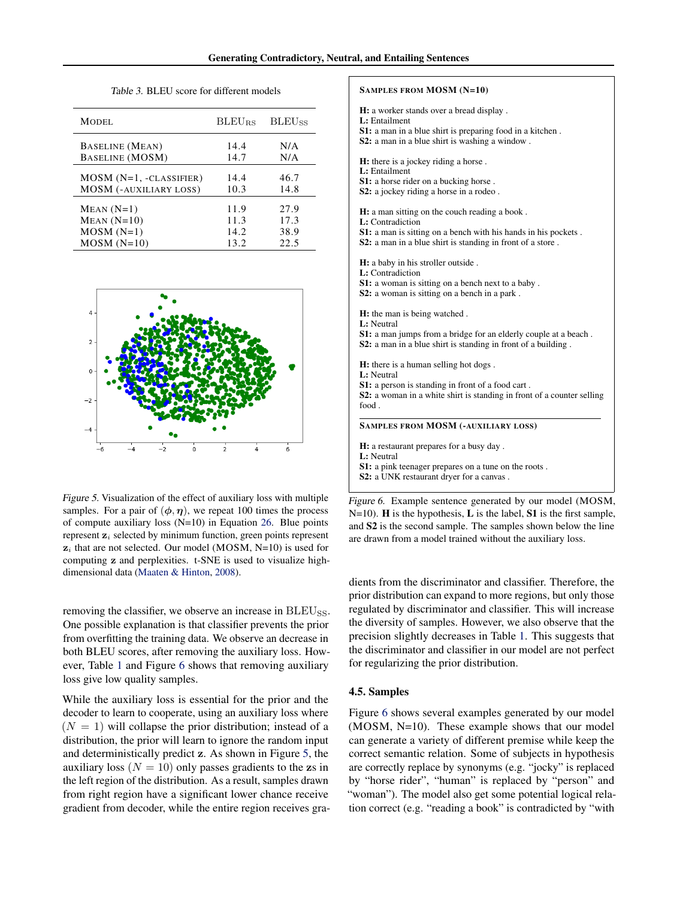*Table 3.* BLEU score for different models

| MODEL | $\text{BLEU}_{\text{RS}}$ | $\text{BLEU}_{\text{SS}}$ |
|---|---|---|
| BASELINE (MEAN) | 14.4 | N/A |
| BASELINE (MOSM) | 14.7 | N/A |
| MOSM (N=1, -CLASSIFIER) | 14.4 | 46.7 |
| MOSM (-AUXILIARY LOSS) | 10.3 | 14.8 |
| MEAN (N=1) | 11.9 | 27.9 |
| MEAN (N=10) | 11.3 | 17.3 |
| MOSM (N=1) | 14.2 | 38.9 |
| MOSM (N=10) | 13.2 | 22.5 |

*Figure 5.* Visualization of the effect of auxiliary loss with multiple samples. For a pair of $(\phi, \boldsymbol{\eta})$, we repeat 100 times the process of compute auxiliary loss (N=10) in Equation 26. Blue points represent $\mathbf{z}_i$ selected by minimum function, green points represent $\mathbf{z}_i$ that are not selected. Our model (MOSM, N=10) is used for computing $\mathbf{z}$ and perplexities. t-SNE is used to visualize high-dimensional data (Maaten & Hinton, 2008).

removing the classifier, we observe an increase in $\text{BLEU}_{\text{SS}}$. One possible explanation is that classifier prevents the prior from overfitting the training data. We observe an decrease in both BLEU scores, after removing the auxiliary loss. However, Table 1 and Figure 6 shows that removing auxiliary loss give low quality samples.

While the auxiliary loss is essential for the prior and the decoder to learn to cooperate, using an auxiliary loss where $(N = 1)$ will collapse the prior distribution; instead of a distribution, the prior will learn to ignore the random input and deterministically predict $\mathbf{z}$. As shown in Figure 5, the auxiliary loss $(N = 10)$ only passes gradients to the $\mathbf{z}$s in the left region of the distribution. As a result, samples drawn from right region have a significant lower chance receive gradient from decoder, while the entire region receives gradients from the discriminator and classifier. Therefore, the prior distribution can expand to more regions, but only those regulated by discriminator and classifier. This will increase the diversity of samples. However, we also observe that the precision slightly decreases in Table 1. This suggests that the discriminator and classifier in our model are not perfect for regularizing the prior distribution.

**SAMPLES FROM MOSM (N=10)**

**H:** a worker stands over a bread display .
**L:** Entailment
**S1:** a man in a blue shirt is preparing food in a kitchen .
**S2:** a man in a blue shirt is washing a window .

**H:** there is a jockey riding a horse .
**L:** Entailment
**S1:** a horse rider on a bucking horse .
**S2:** a jockey riding a horse in a rodeo .

**H:** a man sitting on the couch reading a book .
**L:** Contradiction
**S1:** a man is sitting on a bench with his hands in his pockets .
**S2:** a man in a blue shirt is standing in front of a store .

**H:** a baby in his stroller outside .
**L:** Contradiction
**S1:** a woman is sitting on a bench next to a baby .
**S2:** a woman is sitting on a bench in a park .

**H:** the man is being watched .
**L:** Neutral
**S1:** a man jumps from a bridge for an elderly couple at a beach .
**S2:** a man in a blue shirt is standing in front of a building .

**H:** there is a human selling hot dogs .
**L:** Neutral
**S1:** a person is standing in front of a food cart .
**S2:** a woman in a white shirt is standing in front of a counter selling food .

**SAMPLES FROM MOSM (-AUXILIARY LOSS)**

**H:** a restaurant prepares for a busy day .
**L:** Neutral
**S1:** a pink teenager prepares on a tune on the roots .
**S2:** a UNK restaurant dryer for a canvas .

*Figure 6.* Example sentence generated by our model (MOSM, N=10). **H** is the hypothesis, **L** is the label, **S1** is the first sample, and **S2** is the second sample. The samples shown below the line are drawn from a model trained without the auxiliary loss.

### 4.5. Samples

Figure 6 shows several examples generated by our model (MOSM, N=10). These example shows that our model can generate a variety of different premise while keep the correct semantic relation. Some of subjects in hypothesis are correctly replace by synonyms (e.g. "jocky" is replaced by "horse rider", "human" is replaced by "person" and "woman"). The model also get some potential logical relation correct (e.g. "reading a book" is contradicted by "with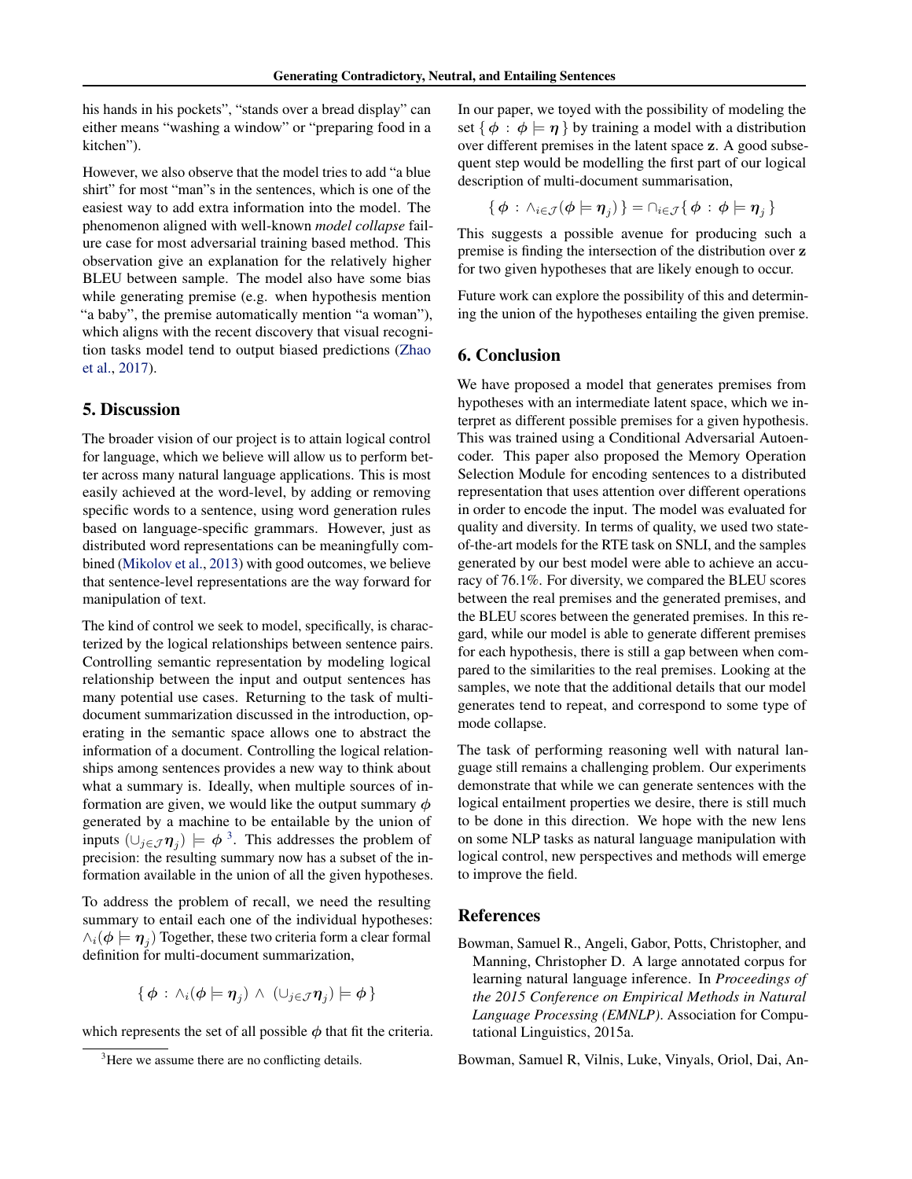his hands in his pockets", "stands over a bread display" can either means "washing a window" or "preparing food in a kitchen").

However, we also observe that the model tries to add "a blue shirt" for most "man"s in the sentences, which is one of the easiest way to add extra information into the model. The phenomenon aligned with well-known *model collapse* failure case for most adversarial training based method. This observation give an explanation for the relatively higher BLEU between sample. The model also have some bias while generating premise (e.g. when hypothesis mention "a baby", the premise automatically mention "a woman"), which aligns with the recent discovery that visual recognition tasks model tend to output biased predictions (Zhao et al., 2017).

## 5. Discussion

The broader vision of our project is to attain logical control for language, which we believe will allow us to perform better across many natural language applications. This is most easily achieved at the word-level, by adding or removing specific words to a sentence, using word generation rules based on language-specific grammars. However, just as distributed word representations can be meaningfully combined (Mikolov et al., 2013) with good outcomes, we believe that sentence-level representations are the way forward for manipulation of text.

The kind of control we seek to model, specifically, is characterized by the logical relationships between sentence pairs. Controlling semantic representation by modeling logical relationship between the input and output sentences has many potential use cases. Returning to the task of multi-document summarization discussed in the introduction, operating in the semantic space allows one to abstract the information of a document. Controlling the logical relationships among sentences provides a new way to think about what a summary is. Ideally, when multiple sources of information are given, we would like the output summary $\phi$ generated by a machine to be entailable by the union of inputs $(\cup_{j\in\mathcal{J}}\boldsymbol{\eta}_j) \models \phi$ [3]. This addresses the problem of precision: the resulting summary now has a subset of the information available in the union of all the given hypotheses.

To address the problem of recall, we need the resulting summary to entail each one of the individual hypotheses: $\wedge_i(\boldsymbol{\phi} \models \boldsymbol{\eta}_j)$ Together, these two criteria form a clear formal definition for multi-document summarization,

$$\{\, \boldsymbol{\phi} \,:\, \wedge_i(\boldsymbol{\phi} \models \boldsymbol{\eta}_j) \,\wedge\, (\cup_{j\in\mathcal{J}}\boldsymbol{\eta}_j) \models \phi \,\}$$

which represents the set of all possible $\phi$ that fit the criteria.

[3] Here we assume there are no conflicting details.

In our paper, we toyed with the possibility of modeling the set $\{\, \boldsymbol{\phi} \,:\, \boldsymbol{\phi} \models \boldsymbol{\eta} \,\}$ by training a model with a distribution over different premises in the latent space $\mathbf{z}$. A good subsequent step would be modelling the first part of our logical description of multi-document summarisation,

$$\{\, \boldsymbol{\phi} \,:\, \wedge_{i\in\mathcal{J}}(\boldsymbol{\phi} \models \boldsymbol{\eta}_j) \,\} = \cap_{i\in\mathcal{J}}\{\, \boldsymbol{\phi} \,:\, \boldsymbol{\phi} \models \boldsymbol{\eta}_j \,\}$$

This suggests a possible avenue for producing such a premise is finding the intersection of the distribution over $\mathbf{z}$ for two given hypotheses that are likely enough to occur.

Future work can explore the possibility of this and determining the union of the hypotheses entailing the given premise.

## 6. Conclusion

We have proposed a model that generates premises from hypotheses with an intermediate latent space, which we interpret as different possible premises for a given hypothesis. This was trained using a Conditional Adversarial Autoencoder. This paper also proposed the Memory Operation Selection Module for encoding sentences to a distributed representation that uses attention over different operations in order to encode the input. The model was evaluated for quality and diversity. In terms of quality, we used two state-of-the-art models for the RTE task on SNLI, and the samples generated by our best model were able to achieve an accuracy of 76.1%. For diversity, we compared the BLEU scores between the real premises and the generated premises, and the BLEU scores between the generated premises. In this regard, while our model is able to generate different premises for each hypothesis, there is still a gap between when compared to the similarities to the real premises. Looking at the samples, we note that the additional details that our model generates tend to repeat, and correspond to some type of mode collapse.

The task of performing reasoning well with natural language still remains a challenging problem. Our experiments demonstrate that while we can generate sentences with the logical entailment properties we desire, there is still much to be done in this direction. We hope with the new lens on some NLP tasks as natural language manipulation with logical control, new perspectives and methods will emerge to improve the field.

## References

Bowman, Samuel R., Angeli, Gabor, Potts, Christopher, and Manning, Christopher D. A large annotated corpus for learning natural language inference. In *Proceedings of the 2015 Conference on Empirical Methods in Natural Language Processing (EMNLP)*. Association for Computational Linguistics, 2015a.

Bowman, Samuel R, Vilnis, Luke, Vinyals, Oriol, Dai, An-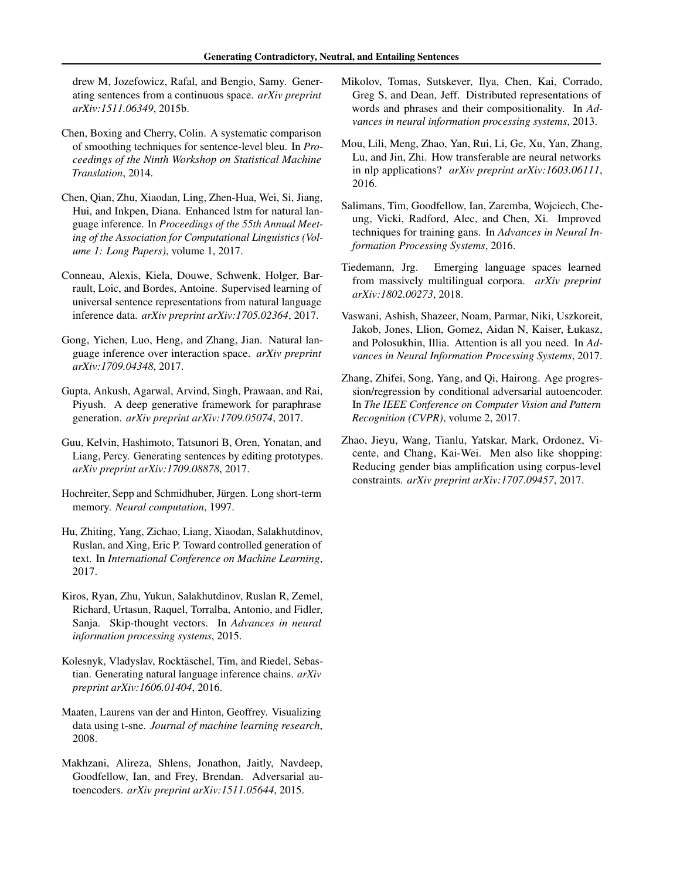drew M, Jozefowicz, Rafal, and Bengio, Samy. Generating sentences from a continuous space. *arXiv preprint arXiv:1511.06349*, 2015b.

Chen, Boxing and Cherry, Colin. A systematic comparison of smoothing techniques for sentence-level bleu. In *Proceedings of the Ninth Workshop on Statistical Machine Translation*, 2014.

Chen, Qian, Zhu, Xiaodan, Ling, Zhen-Hua, Wei, Si, Jiang, Hui, and Inkpen, Diana. Enhanced lstm for natural language inference. In *Proceedings of the 55th Annual Meeting of the Association for Computational Linguistics (Volume 1: Long Papers)*, volume 1, 2017.

Conneau, Alexis, Kiela, Douwe, Schwenk, Holger, Barrault, Loic, and Bordes, Antoine. Supervised learning of universal sentence representations from natural language inference data. *arXiv preprint arXiv:1705.02364*, 2017.

Gong, Yichen, Luo, Heng, and Zhang, Jian. Natural language inference over interaction space. *arXiv preprint arXiv:1709.04348*, 2017.

Gupta, Ankush, Agarwal, Arvind, Singh, Prawaan, and Rai, Piyush. A deep generative framework for paraphrase generation. *arXiv preprint arXiv:1709.05074*, 2017.

Guu, Kelvin, Hashimoto, Tatsunori B, Oren, Yonatan, and Liang, Percy. Generating sentences by editing prototypes. *arXiv preprint arXiv:1709.08878*, 2017.

Hochreiter, Sepp and Schmidhuber, Jürgen. Long short-term memory. *Neural computation*, 1997.

Hu, Zhiting, Yang, Zichao, Liang, Xiaodan, Salakhutdinov, Ruslan, and Xing, Eric P. Toward controlled generation of text. In *International Conference on Machine Learning*, 2017.

Kiros, Ryan, Zhu, Yukun, Salakhutdinov, Ruslan R, Zemel, Richard, Urtasun, Raquel, Torralba, Antonio, and Fidler, Sanja. Skip-thought vectors. In *Advances in neural information processing systems*, 2015.

Kolesnyk, Vladyslav, Rocktäschel, Tim, and Riedel, Sebastian. Generating natural language inference chains. *arXiv preprint arXiv:1606.01404*, 2016.

Maaten, Laurens van der and Hinton, Geoffrey. Visualizing data using t-sne. *Journal of machine learning research*, 2008.

Makhzani, Alireza, Shlens, Jonathon, Jaitly, Navdeep, Goodfellow, Ian, and Frey, Brendan. Adversarial autoencoders. *arXiv preprint arXiv:1511.05644*, 2015.

Mikolov, Tomas, Sutskever, Ilya, Chen, Kai, Corrado, Greg S, and Dean, Jeff. Distributed representations of words and phrases and their compositionality. In *Advances in neural information processing systems*, 2013.

Mou, Lili, Meng, Zhao, Yan, Rui, Li, Ge, Xu, Yan, Zhang, Lu, and Jin, Zhi. How transferable are neural networks in nlp applications? *arXiv preprint arXiv:1603.06111*, 2016.

Salimans, Tim, Goodfellow, Ian, Zaremba, Wojciech, Cheung, Vicki, Radford, Alec, and Chen, Xi. Improved techniques for training gans. In *Advances in Neural Information Processing Systems*, 2016.

Tiedemann, Jrg. Emerging language spaces learned from massively multilingual corpora. *arXiv preprint arXiv:1802.00273*, 2018.

Vaswani, Ashish, Shazeer, Noam, Parmar, Niki, Uszkoreit, Jakob, Jones, Llion, Gomez, Aidan N, Kaiser, Łukasz, and Polosukhin, Illia. Attention is all you need. In *Advances in Neural Information Processing Systems*, 2017.

Zhang, Zhifei, Song, Yang, and Qi, Hairong. Age progression/regression by conditional adversarial autoencoder. In *The IEEE Conference on Computer Vision and Pattern Recognition (CVPR)*, volume 2, 2017.

Zhao, Jieyu, Wang, Tianlu, Yatskar, Mark, Ordonez, Vicente, and Chang, Kai-Wei. Men also like shopping: Reducing gender bias amplification using corpus-level constraints. *arXiv preprint arXiv:1707.09457*, 2017.